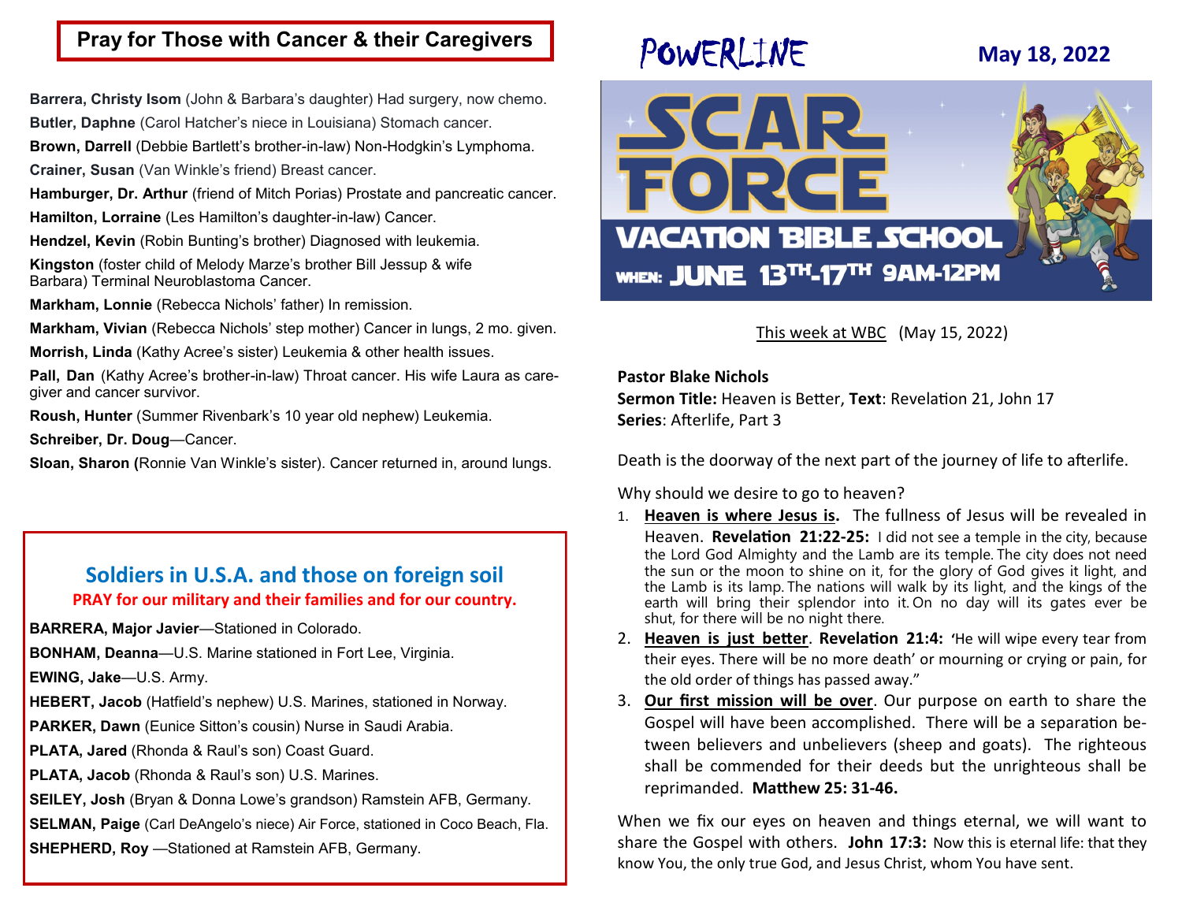## Pray for Those with Cancer & their Caregivers

**Barrera, Christy Isom** (John & Barbara's daughter) Had surgery, now chemo.

**Butler, Daphne** (Carol Hatcher's niece in Louisiana) Stomach cancer.

**Brown, Darrell** (Debbie Bartlett's brother-in-law) Non-Hodgkin's Lymphoma.

**Crainer, Susan** (Van Winkle's friend) Breast cancer.

**Hamburger, Dr. Arthur** (friend of Mitch Porias) Prostate and pancreatic cancer.

**Hamilton, Lorraine** (Les Hamilton's daughter-in-law) Cancer.

**Hendzel, Kevin** (Robin Bunting's brother) Diagnosed with leukemia.

**Kingston** (foster child of Melody Marze's brother Bill Jessup & wife Barbara) Terminal Neuroblastoma Cancer.

**Markham, Lonnie** (Rebecca Nichols' father) In remission.

**Markham, Vivian** (Rebecca Nichols' step mother) Cancer in lungs, 2 mo. given.

**Morrish, Linda** (Kathy Acree's sister) Leukemia & other health issues.

**Pall, Dan** (Kathy Acree's brother-in-law) Throat cancer. His wife Laura as caregiver and cancer survivor.

**Roush, Hunter** (Summer Rivenbark's 10 year old nephew) Leukemia.

**Schreiber, Dr. Doug**—Cancer.

**Sloan, Sharon (**Ronnie Van Winkle's sister). Cancer returned in, around lungs.

## Soldiers in U.S.A. and those on foreign soil

**PRAY for our military and their families and for our country.**

**BARRERA, Major Javier**—Stationed in Colorado.

**BONHAM, Deanna**—U.S. Marine stationed in Fort Lee, Virginia.

**EWING, Jake**—U.S. Army.

**HEBERT, Jacob** (Hatfield's nephew) U.S. Marines, stationed in Norway.

**PARKER, Dawn** (Eunice Sitton's cousin) Nurse in Saudi Arabia.

**PLATA, Jared** (Rhonda & Raul's son) Coast Guard.

**PLATA, Jacob** (Rhonda & Raul's son) U.S. Marines.

**SEILEY, Josh** (Bryan & Donna Lowe's grandson) Ramstein AFB, Germany.

**SELMAN, Paige** (Carl DeAngelo's niece) Air Force, stationed in Coco Beach, Fla.

**SHEPHERD, Roy** —Stationed at Ramstein AFB, Germany.

# POWERLINE

**May 18, 2022**

**SCAR FORCE VACATION BIBLE SCHOOL**
**WHEN: JUNE 13TH-17TH 9AM-12PM**

This week at WBC (May 15, 2022)

**Pastor Blake Nichols**
**Sermon Title:** Heaven is Better, **Text**: Revelation 21, John 17
**Series**: Afterlife, Part 3

Death is the doorway of the next part of the journey of life to afterlife.

Why should we desire to go to heaven?

1. **Heaven is where Jesus is.** The fullness of Jesus will be revealed in Heaven. **Revelation 21:22-25:** I did not see a temple in the city, because the Lord God Almighty and the Lamb are its temple. The city does not need the sun or the moon to shine on it, for the glory of God gives it light, and the Lamb is its lamp. The nations will walk by its light, and the kings of the earth will bring their splendor into it. On no day will its gates ever be shut, for there will be no night there.
2. **Heaven is just better**. **Revelation 21:4: '**He will wipe every tear from their eyes. There will be no more death' or mourning or crying or pain, for the old order of things has passed away."
3. **Our first mission will be over**. Our purpose on earth to share the Gospel will have been accomplished. There will be a separation between believers and unbelievers (sheep and goats). The righteous shall be commended for their deeds but the unrighteous shall be reprimanded. **Matthew 25: 31-46.**

When we fix our eyes on heaven and things eternal, we will want to share the Gospel with others. **John 17:3:** Now this is eternal life: that they know You, the only true God, and Jesus Christ, whom You have sent.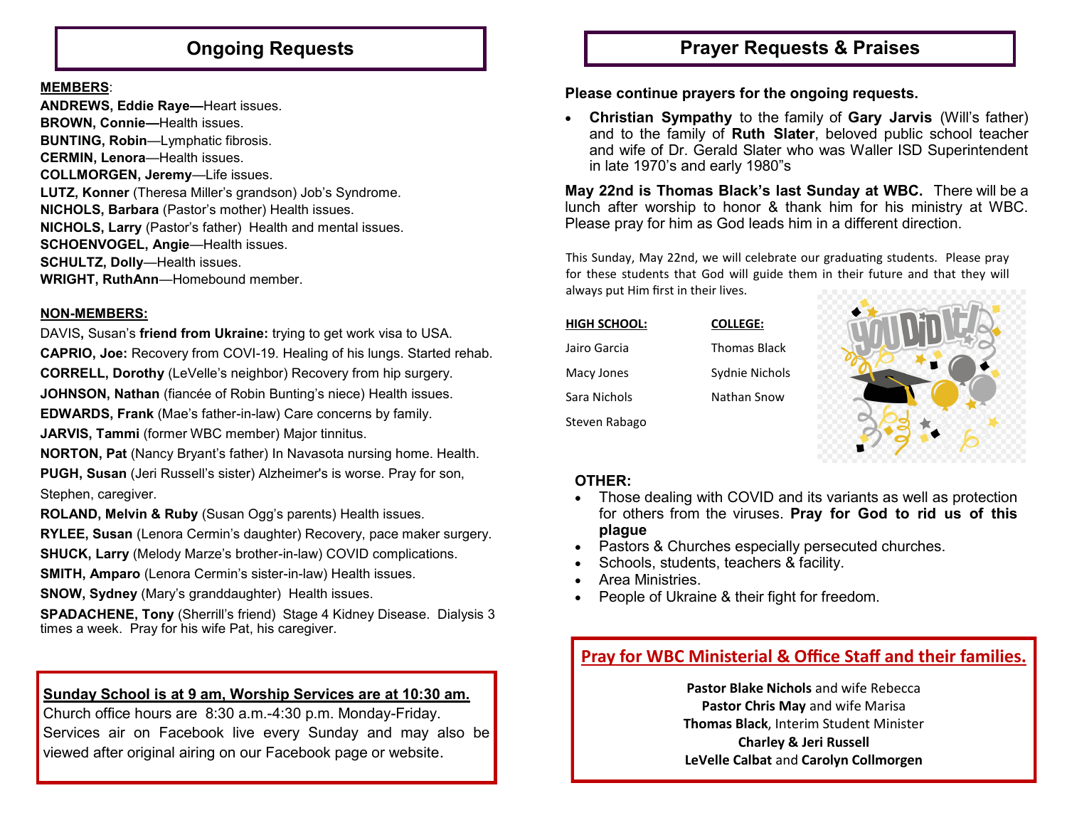## Ongoing Requests

**MEMBERS**:

**ANDREWS, Eddie Raye—**Heart issues.
**BROWN, Connie—**Health issues.
**BUNTING, Robin**—Lymphatic fibrosis.
**CERMIN, Lenora**—Health issues.
**COLLMORGEN, Jeremy**—Life issues.
**LUTZ, Konner** (Theresa Miller's grandson) Job's Syndrome.
**NICHOLS, Barbara** (Pastor's mother) Health issues.
**NICHOLS, Larry** (Pastor's father) Health and mental issues.
**SCHOENVOGEL, Angie**—Health issues.
**SCHULTZ, Dolly**—Health issues.
**WRIGHT, RuthAnn**—Homebound member.

**NON-MEMBERS:**

DAVIS, Susan's **friend from Ukraine:** trying to get work visa to USA.
**CAPRIO, Joe:** Recovery from COVI-19. Healing of his lungs. Started rehab.
**CORRELL, Dorothy** (LeVelle's neighbor) Recovery from hip surgery.
**JOHNSON, Nathan** (fiancée of Robin Bunting's niece) Health issues.
**EDWARDS, Frank** (Mae's father-in-law) Care concerns by family.
**JARVIS, Tammi** (former WBC member) Major tinnitus.
**NORTON, Pat** (Nancy Bryant's father) In Navasota nursing home. Health.
**PUGH, Susan** (Jeri Russell's sister) Alzheimer's is worse. Pray for son, Stephen, caregiver.
**ROLAND, Melvin & Ruby** (Susan Ogg's parents) Health issues.
**RYLEE, Susan** (Lenora Cermin's daughter) Recovery, pace maker surgery.
**SHUCK, Larry** (Melody Marze's brother-in-law) COVID complications.
**SMITH, Amparo** (Lenora Cermin's sister-in-law) Health issues.
**SNOW, Sydney** (Mary's granddaughter) Health issues.
**SPADACHENE, Tony** (Sherrill's friend) Stage 4 Kidney Disease. Dialysis 3 times a week. Pray for his wife Pat, his caregiver.

**Sunday School is at 9 am, Worship Services are at 10:30 am.**
Church office hours are 8:30 a.m.-4:30 p.m. Monday-Friday. Services air on Facebook live every Sunday and may also be viewed after original airing on our Facebook page or website.

## Prayer Requests & Praises

**Please continue prayers for the ongoing requests.**

- **Christian Sympathy** to the family of **Gary Jarvis** (Will's father) and to the family of **Ruth Slater**, beloved public school teacher and wife of Dr. Gerald Slater who was Waller ISD Superintendent in late 1970's and early 1980"s

**May 22nd is Thomas Black's last Sunday at WBC.** There will be a lunch after worship to honor & thank him for his ministry at WBC. Please pray for him as God leads him in a different direction.

This Sunday, May 22nd, we will celebrate our graduating students. Please pray for these students that God will guide them in their future and that they will always put Him first in their lives.

| HIGH SCHOOL: | COLLEGE: |
|---|---|
| Jairo Garcia | Thomas Black |
| Macy Jones | Sydnie Nichols |
| Sara Nichols | Nathan Snow |
| Steven Rabago | |

**OTHER:**

- Those dealing with COVID and its variants as well as protection for others from the viruses. **Pray for God to rid us of this plague**
- Pastors & Churches especially persecuted churches.
- Schools, students, teachers & facility.
- Area Ministries.
- People of Ukraine & their fight for freedom.

**Pray for WBC Ministerial & Office Staff and their families.**

**Pastor Blake Nichols** and wife Rebecca
**Pastor Chris May** and wife Marisa
**Thomas Black**, Interim Student Minister
**Charley & Jeri Russell**
**LeVelle Calbat** and **Carolyn Collmorgen**